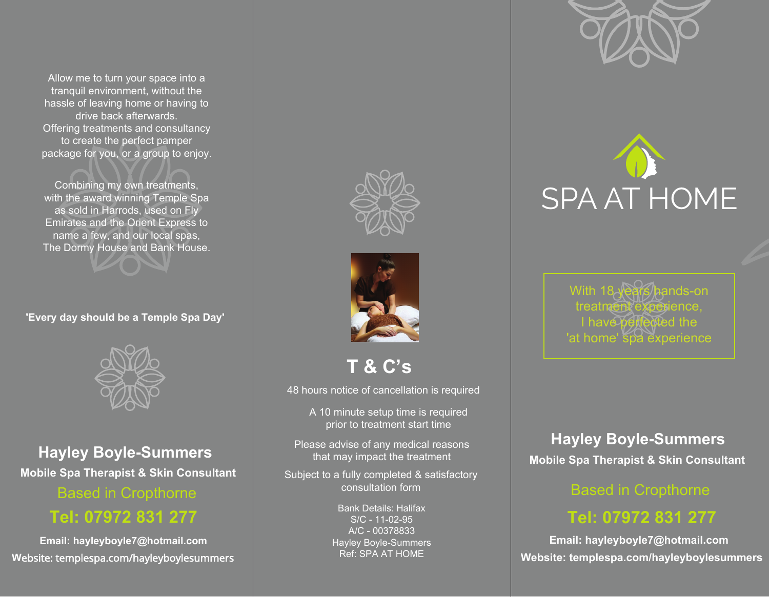Allow me to turn your space into a tranquil environment, without the hassle of leaving home or having to drive back afterwards.
Offering treatments and consultancy to create the perfect pamper package for you, or a group to enjoy.

Combining my own treatments, with the award winning Temple Spa as sold in Harrods, used on Fly Emirates and the Orient Express to name a few, and our local spas, The Dormy House and Bank House.

**'Every day should be a Temple Spa Day'**

## Hayley Boyle-Summers

**Mobile Spa Therapist & Skin Consultant**

Based in Cropthorne

**Tel: 07972 831 277**

**Email: hayleyboyle7@hotmail.com**

**Website: templespa.com/hayleyboylesummers**

## T & C's

48 hours notice of cancellation is required

A 10 minute setup time is required prior to treatment start time

Please advise of any medical reasons that may impact the treatment

Subject to a fully completed & satisfactory consultation form

Bank Details: Halifax
S/C - 11-02-95
A/C - 00378833
Hayley Boyle-Summers
Ref: SPA AT HOME

# SPA AT HOME

With 18 years hands-on treatment experience, I have perfected the 'at home' spa experience

## Hayley Boyle-Summers

**Mobile Spa Therapist & Skin Consultant**

Based in Cropthorne

**Tel: 07972 831 277**

**Email: hayleyboyle7@hotmail.com**

**Website: templespa.com/hayleyboylesummers**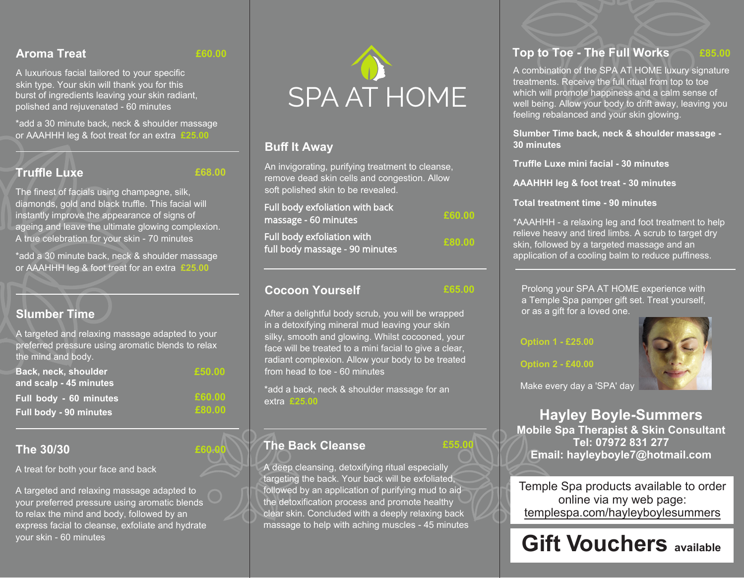## Aroma Treat £60.00

A luxurious facial tailored to your specific skin type. Your skin will thank you for this burst of ingredients leaving your skin radiant, polished and rejuvenated - 60 minutes

*add a 30 minute back, neck & shoulder massage or AAAHHH leg & foot treat for an extra **£25.00**

## Truffle Luxe £68.00

The finest of facials using champagne, silk, diamonds, gold and black truffle. This facial will instantly improve the appearance of signs of ageing and leave the ultimate glowing complexion. A true celebration for your skin - 70 minutes

*add a 30 minute back, neck & shoulder massage or AAAHHH leg & foot treat for an extra **£25.00**

## Slumber Time

A targeted and relaxing massage adapted to your preferred pressure using aromatic blends to relax the mind and body.

**Back, neck, shoulder and scalp - 45 minutes** £50.00

**Full body - 60 minutes** £60.00

**Full body - 90 minutes** £80.00

## The 30/30 £60.00

A treat for both your face and back

A targeted and relaxing massage adapted to your preferred pressure using aromatic blends to relax the mind and body, followed by an express facial to cleanse, exfoliate and hydrate your skin - 60 minutes

# SPA AT HOME

## Buff It Away

An invigorating, purifying treatment to cleanse, remove dead skin cells and congestion. Allow soft polished skin to be revealed.

Full body exfoliation with back massage - 60 minutes £60.00

Full body exfoliation with full body massage - 90 minutes £80.00

## Cocoon Yourself £65.00

After a delightful body scrub, you will be wrapped in a detoxifying mineral mud leaving your skin silky, smooth and glowing. Whilst cocooned, your face will be treated to a mini facial to give a clear, radiant complexion. Allow your body to be treated from head to toe - 60 minutes

*add a back, neck & shoulder massage for an extra **£25.00**

## The Back Cleanse £55.00

A deep cleansing, detoxifying ritual especially targeting the back. Your back will be exfoliated, followed by an application of purifying mud to aid the detoxification process and promote healthy clear skin. Concluded with a deeply relaxing back massage to help with aching muscles - 45 minutes

## Top to Toe - The Full Works £85.00

A combination of the SPA AT HOME luxury signature treatments. Receive the full ritual from top to toe which will promote happiness and a calm sense of well being. Allow your body to drift away, leaving you feeling rebalanced and your skin glowing.

**Slumber Time back, neck & shoulder massage - 30 minutes**

**Truffle Luxe mini facial - 30 minutes**

**AAAHHH leg & foot treat - 30 minutes**

**Total treatment time - 90 minutes**

*AAAHHH - a relaxing leg and foot treatment to help relieve heavy and tired limbs. A scrub to target dry skin, followed by a targeted massage and an application of a cooling balm to reduce puffiness.

Prolong your SPA AT HOME experience with a Temple Spa pamper gift set. Treat yourself, or as a gift for a loved one.

**Option 1 - £25.00**

**Option 2 - £40.00**

Make every day a 'SPA' day

**Hayley Boyle-Summers**
**Mobile Spa Therapist & Skin Consultant**
**Tel: 07972 831 277**
**Email: hayleyboyle7@hotmail.com**

Temple Spa products available to order online via my web page: templespa.com/hayleyboylesummers

**Gift Vouchers available**